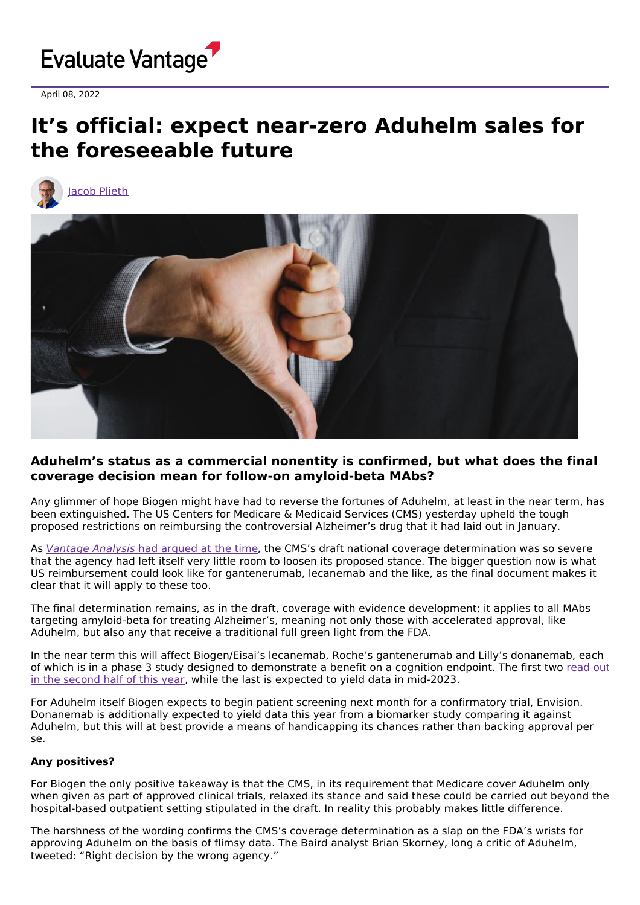Evaluate Vantage

April 08, 2022

# It's official: expect near-zero Aduhelm sales for the foreseeable future

Jacob Plieth

### Aduhelm's status as a commercial nonentity is confirmed, but what does the final coverage decision mean for follow-on amyloid-beta MAbs?

Any glimmer of hope Biogen might have had to reverse the fortunes of Aduhelm, at least in the near term, has been extinguished. The US Centers for Medicare & Medicaid Services (CMS) yesterday upheld the tough proposed restrictions on reimbursing the controversial Alzheimer's drug that it had laid out in January.

As *Vantage Analysis* had argued at the time, the CMS's draft national coverage determination was so severe that the agency had left itself very little room to loosen its proposed stance. The bigger question now is what US reimbursement could look like for gantenerumab, lecanemab and the like, as the final document makes it clear that it will apply to these too.

The final determination remains, as in the draft, coverage with evidence development; it applies to all MAbs targeting amyloid-beta for treating Alzheimer's, meaning not only those with accelerated approval, like Aduhelm, but also any that receive a traditional full green light from the FDA.

In the near term this will affect Biogen/Eisai's lecanemab, Roche's gantenerumab and Lilly's donanemab, each of which is in a phase 3 study designed to demonstrate a benefit on a cognition endpoint. The first two read out in the second half of this year, while the last is expected to yield data in mid-2023.

For Aduhelm itself Biogen expects to begin patient screening next month for a confirmatory trial, Envision. Donanemab is additionally expected to yield data this year from a biomarker study comparing it against Aduhelm, but this will at best provide a means of handicapping its chances rather than backing approval per se.

**Any positives?**

For Biogen the only positive takeaway is that the CMS, in its requirement that Medicare cover Aduhelm only when given as part of approved clinical trials, relaxed its stance and said these could be carried out beyond the hospital-based outpatient setting stipulated in the draft. In reality this probably makes little difference.

The harshness of the wording confirms the CMS's coverage determination as a slap on the FDA's wrists for approving Aduhelm on the basis of flimsy data. The Baird analyst Brian Skorney, long a critic of Aduhelm, tweeted: "Right decision by the wrong agency."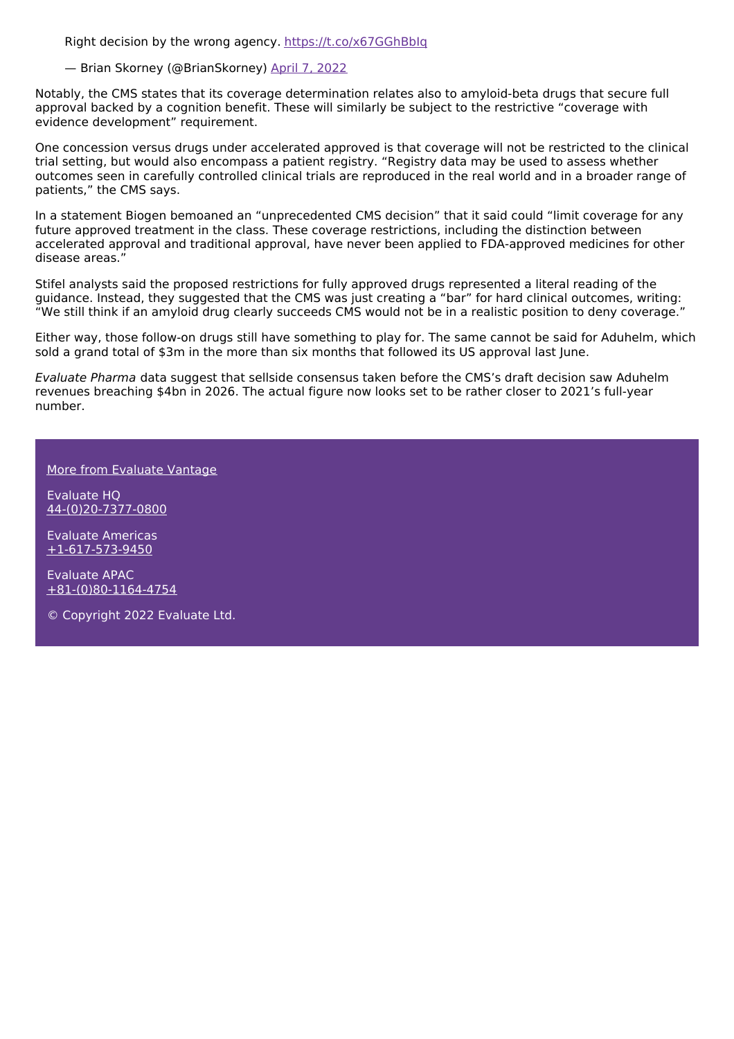> Right decision by the wrong agency. https://t.co/x67GGhBbIq
>
> — Brian Skorney (@BrianSkorney) April 7, 2022

Notably, the CMS states that its coverage determination relates also to amyloid-beta drugs that secure full approval backed by a cognition benefit. These will similarly be subject to the restrictive “coverage with evidence development” requirement.

One concession versus drugs under accelerated approved is that coverage will not be restricted to the clinical trial setting, but would also encompass a patient registry. “Registry data may be used to assess whether outcomes seen in carefully controlled clinical trials are reproduced in the real world and in a broader range of patients,” the CMS says.

In a statement Biogen bemoaned an “unprecedented CMS decision” that it said could “limit coverage for any future approved treatment in the class. These coverage restrictions, including the distinction between accelerated approval and traditional approval, have never been applied to FDA-approved medicines for other disease areas.”

Stifel analysts said the proposed restrictions for fully approved drugs represented a literal reading of the guidance. Instead, they suggested that the CMS was just creating a “bar” for hard clinical outcomes, writing: “We still think if an amyloid drug clearly succeeds CMS would not be in a realistic position to deny coverage.”

Either way, those follow-on drugs still have something to play for. The same cannot be said for Aduhelm, which sold a grand total of $3m in the more than six months that followed its US approval last June.

*Evaluate Pharma* data suggest that sellside consensus taken before the CMS’s draft decision saw Aduhelm revenues breaching $4bn in 2026. The actual figure now looks set to be rather closer to 2021’s full-year number.

More from Evaluate Vantage

Evaluate HQ
44-(0)20-7377-0800

Evaluate Americas
+1-617-573-9450

Evaluate APAC
+81-(0)80-1164-4754

© Copyright 2022 Evaluate Ltd.